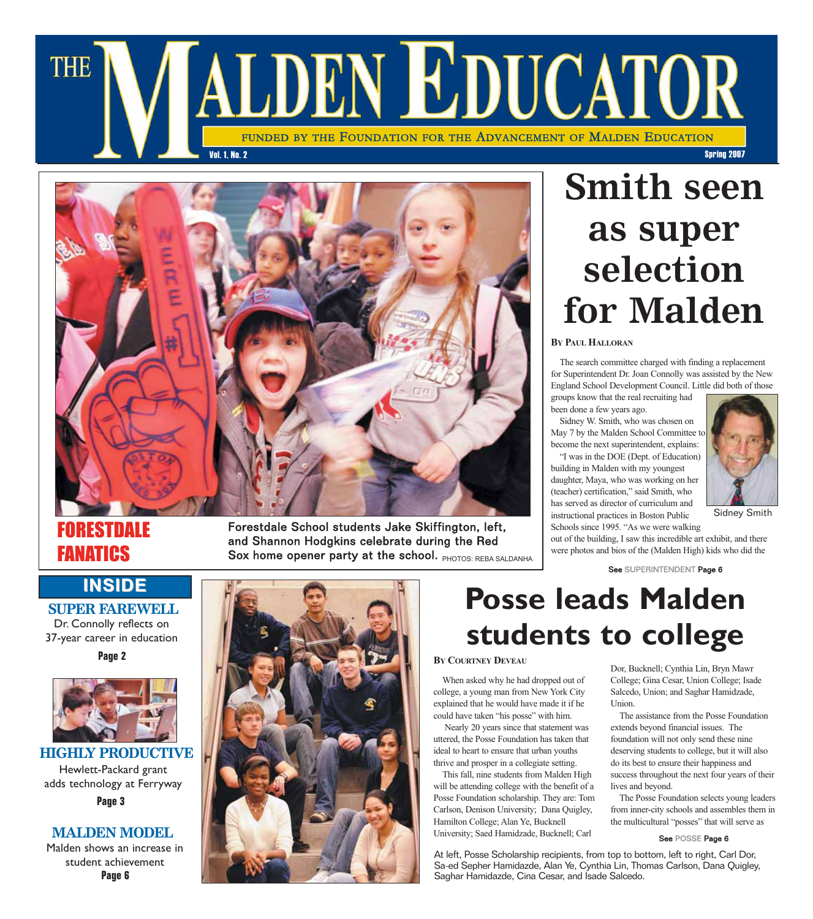# THE MALDEN EDUCATOR

FUNDED BY THE FOUNDATION FOR THE ADVANCEMENT OF MALDEN EDUCATION

Vol. 1, No. 2 — Spring 2007

## FORESTDALE FANATICS

Forestdale School students Jake Skiffington, left, and Shannon Hodgkins celebrate during the Red Sox home opener party at the school. PHOTOS: REBA SALDANHA

# Smith seen as super selection for Malden

**BY PAUL HALLORAN**

The search committee charged with finding a replacement for Superintendent Dr. Joan Connolly was assisted by the New England School Development Council. Little did both of those groups know that the real recruiting had been done a few years ago.

Sidney W. Smith, who was chosen on May 7 by the Malden School Committee to become the next superintendent, explains:

"I was in the DOE (Dept. of Education) building in Malden with my youngest daughter, Maya, who was working on her (teacher) certification," said Smith, who has served as director of curriculum and instructional practices in Boston Public Schools since 1995. "As we were walking out of the building, I saw this incredible art exhibit, and there were photos and bios of the (Malden High) kids who did the

Sidney Smith

See SUPERINTENDENT Page 6

## INSIDE

**SUPER FAREWELL**
Dr. Connolly reflects on 37-year career in education
Page 2

**HIGHLY PRODUCTIVE**
Hewlett-Packard grant adds technology at Ferryway
Page 3

**MALDEN MODEL**
Malden shows an increase in student achievement
Page 6

# Posse leads Malden students to college

**BY COURTNEY DEVEAU**

When asked why he had dropped out of college, a young man from New York City explained that he would have made it if he could have taken "his posse" with him.

Nearly 20 years since that statement was uttered, the Posse Foundation has taken that ideal to heart to ensure that urban youths thrive and prosper in a collegiate setting.

This fall, nine students from Malden High will be attending college with the benefit of a Posse Foundation scholarship. They are: Tom Carlson, Denison University; Dana Quigley, Hamilton College; Alan Ye, Bucknell University; Saed Hamidzade, Bucknell; Carl Dor, Bucknell; Cynthia Lin, Bryn Mawr College; Gina Cesar, Union College; Isade Salcedo, Union; and Saghar Hamidzade, Union.

The assistance from the Posse Foundation extends beyond financial issues. The foundation will not only send these nine deserving students to college, but it will also do its best to ensure their happiness and success throughout the next four years of their lives and beyond.

The Posse Foundation selects young leaders from inner-city schools and assembles them in the multicultural "posses" that will serve as

See POSSE Page 6

At left, Posse Scholarship recipients, from top to bottom, left to right, Carl Dor, Sa-ed Sepher Hamidazde, Alan Ye, Cynthia Lin, Thomas Carlson, Dana Quigley, Saghar Hamidazde, Cina Cesar, and Isade Salcedo.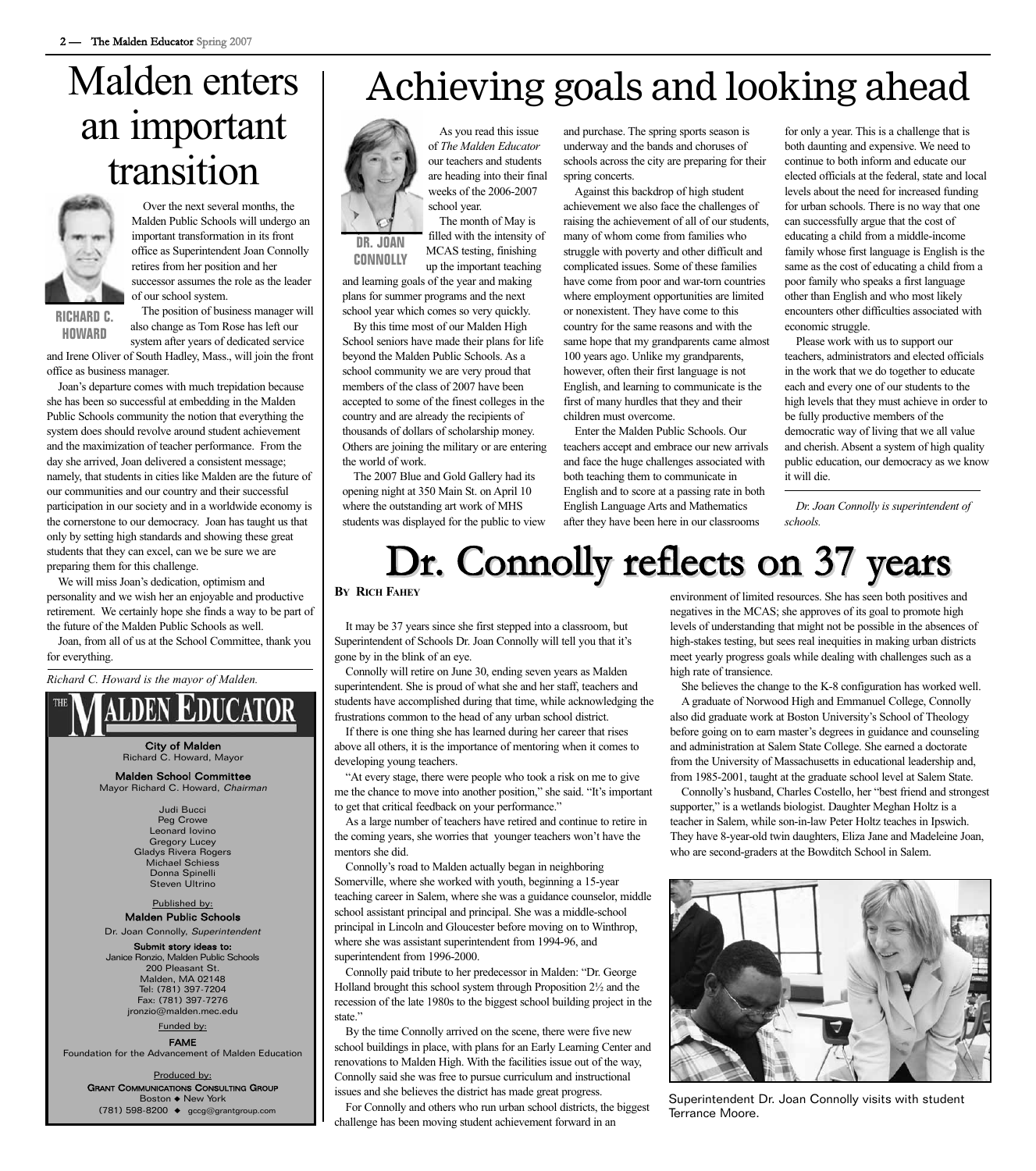# Malden enters an important transition

RICHARD C. HOWARD

Over the next several months, the Malden Public Schools will undergo an important transformation in its front office as Superintendent Joan Connolly retires from her position and her successor assumes the role as the leader of our school system.

The position of business manager will also change as Tom Rose has left our system after years of dedicated service and Irene Oliver of South Hadley, Mass., will join the front office as business manager.

Joan's departure comes with much trepidation because she has been so successful at embedding in the Malden Public Schools community the notion that everything the system does should revolve around student achievement and the maximization of teacher performance. From the day she arrived, Joan delivered a consistent message; namely, that students in cities like Malden are the future of our communities and our country and their successful participation in our society and in a worldwide economy is the cornerstone to our democracy. Joan has taught us that only by setting high standards and showing these great students that they can excel, can we be sure we are preparing them for this challenge.

We will miss Joan's dedication, optimism and personality and we wish her an enjoyable and productive retirement. We certainly hope she finds a way to be part of the future of the Malden Public Schools as well.

Joan, from all of us at the School Committee, thank you for everything.

*Richard C. Howard is the mayor of Malden.*

---

**THE MALDEN EDUCATOR**

**City of Malden**
Richard C. Howard, Mayor

**Malden School Committee**
Mayor Richard C. Howard, *Chairman*

Judi Bucci
Peg Crowe
Leonard Iovino
Gregory Lucey
Gladys Rivera Rogers
Michael Schiess
Donna Spinelli
Steven Ultrino

Published by:
**Malden Public Schools**
Dr. Joan Connolly, *Superintendent*

**Submit story ideas to:**
Janice Ronzio, Malden Public Schools
200 Pleasant St.
Malden, MA 02148
Tel: (781) 397-7204
Fax: (781) 397-7276
jronzio@malden.mec.edu

Funded by:
**FAME**
Foundation for the Advancement of Malden Education

Produced by:
**Grant Communications Consulting Group**
Boston ◆ New York
(781) 598-8200 ◆ gccg@grantgroup.com

---

# Achieving goals and looking ahead

DR. JOAN CONNOLLY

As you read this issue of *The Malden Educator* our teachers and students are heading into their final weeks of the 2006-2007 school year.

The month of May is filled with the intensity of MCAS testing, finishing up the important teaching and learning goals of the year and making plans for summer programs and the next school year which comes so very quickly.

By this time most of our Malden High School seniors have made their plans for life beyond the Malden Public Schools. As a school community we are very proud that members of the class of 2007 have been accepted to some of the finest colleges in the country and are already the recipients of thousands of dollars of scholarship money. Others are joining the military or are entering the world of work.

The 2007 Blue and Gold Gallery had its opening night at 350 Main St. on April 10 where the outstanding art work of MHS students was displayed for the public to view and purchase. The spring sports season is underway and the bands and choruses of schools across the city are preparing for their spring concerts.

Against this backdrop of high student achievement we also face the challenges of raising the achievement of all of our students, many of whom come from families who struggle with poverty and other difficult and complicated issues. Some of these families have come from poor and war-torn countries where employment opportunities are limited or nonexistent. They have come to this country for the same reasons and with the same hope that my grandparents came almost 100 years ago. Unlike my grandparents, however, often their first language is not English, and learning to communicate is the first of many hurdles that they and their children must overcome.

Enter the Malden Public Schools. Our teachers accept and embrace our new arrivals and face the huge challenges associated with both teaching them to communicate in English and to score at a passing rate in both English Language Arts and Mathematics after they have been here in our classrooms for only a year. This is a challenge that is both daunting and expensive. We need to continue to both inform and educate our elected officials at the federal, state and local levels about the need for increased funding for urban schools. There is no way that one can successfully argue that the cost of educating a child from a middle-income family whose first language is English is the same as the cost of educating a child from a poor family who speaks a first language other than English and who most likely encounters other difficulties associated with economic struggle.

Please work with us to support our teachers, administrators and elected officials in the work that we do together to educate each and every one of our students to the high levels that they must achieve in order to be fully productive members of the democratic way of living that we all value and cherish. Absent a system of high quality public education, our democracy as we know it will die.

*Dr. Joan Connolly is superintendent of schools.*

# Dr. Connolly reflects on 37 years

**By Rich Fahey**

It may be 37 years since she first stepped into a classroom, but Superintendent of Schools Dr. Joan Connolly will tell you that it's gone by in the blink of an eye.

Connolly will retire on June 30, ending seven years as Malden superintendent. She is proud of what she and her staff, teachers and students have accomplished during that time, while acknowledging the frustrations common to the head of any urban school district.

If there is one thing she has learned during her career that rises above all others, it is the importance of mentoring when it comes to developing young teachers.

"At every stage, there were people who took a risk on me to give me the chance to move into another position," she said. "It's important to get that critical feedback on your performance."

As a large number of teachers have retired and continue to retire in the coming years, she worries that younger teachers won't have the mentors she did.

Connolly's road to Malden actually began in neighboring Somerville, where she worked with youth, beginning a 15-year teaching career in Salem, where she was a guidance counselor, middle school assistant principal and principal. She was a middle-school principal in Lincoln and Gloucester before moving on to Winthrop, where she was assistant superintendent from 1994-96, and superintendent from 1996-2000.

Connolly paid tribute to her predecessor in Malden: "Dr. George Holland brought this school system through Proposition 2½ and the recession of the late 1980s to the biggest school building project in the state."

By the time Connolly arrived on the scene, there were five new school buildings in place, with plans for an Early Learning Center and renovations to Malden High. With the facilities issue out of the way, Connolly said she was free to pursue curriculum and instructional issues and she believes the district has made great progress.

For Connolly and others who run urban school districts, the biggest challenge has been moving student achievement forward in an environment of limited resources. She has seen both positives and negatives in the MCAS; she approves of its goal to promote high levels of understanding that might not be possible in the absences of high-stakes testing, but sees real inequities in making urban districts meet yearly progress goals while dealing with challenges such as a high rate of transience.

She believes the change to the K-8 configuration has worked well.

A graduate of Norwood High and Emmanuel College, Connolly also did graduate work at Boston University's School of Theology before going on to earn master's degrees in guidance and counseling and administration at Salem State College. She earned a doctorate from the University of Massachusetts in educational leadership and, from 1985-2001, taught at the graduate school level at Salem State.

Connolly's husband, Charles Costello, her "best friend and strongest supporter," is a wetlands biologist. Daughter Meghan Holtz is a teacher in Salem, while son-in-law Peter Holtz teaches in Ipswich. They have 8-year-old twin daughters, Eliza Jane and Madeleine Joan, who are second-graders at the Bowditch School in Salem.

Superintendent Dr. Joan Connolly visits with student Terrance Moore.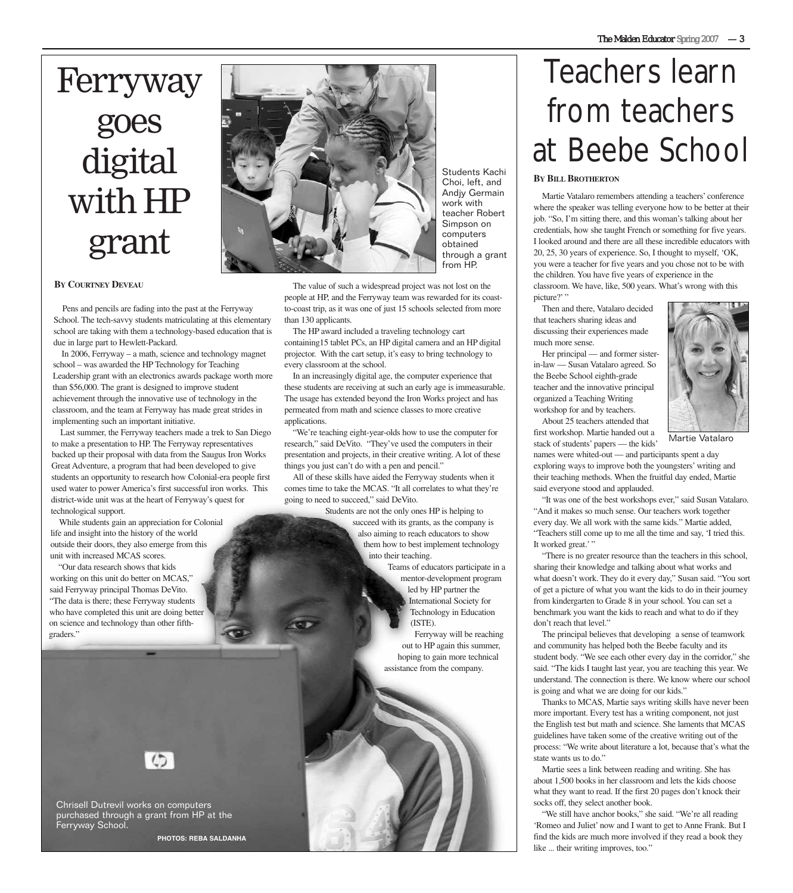# Ferryway goes digital with HP grant

Students Kachi Choi, left, and Andjy Germain work with teacher Robert Simpson on computers obtained through a grant from HP.

**By Courtney Deveau**

Pens and pencils are fading into the past at the Ferryway School. The tech-savvy students matriculating at this elementary school are taking with them a technology-based education that is due in large part to Hewlett-Packard.

In 2006, Ferryway – a math, science and technology magnet school – was awarded the HP Technology for Teaching Leadership grant with an electronics awards package worth more than $56,000. The grant is designed to improve student achievement through the innovative use of technology in the classroom, and the team at Ferryway has made great strides in implementing such an important initiative.

Last summer, the Ferryway teachers made a trek to San Diego to make a presentation to HP. The Ferryway representatives backed up their proposal with data from the Saugus Iron Works Great Adventure, a program that had been developed to give students an opportunity to research how Colonial-era people first used water to power America's first successful iron works. This district-wide unit was at the heart of Ferryway's quest for technological support.

While students gain an appreciation for Colonial life and insight into the history of the world outside their doors, they also emerge from this unit with increased MCAS scores.

"Our data research shows that kids working on this unit do better on MCAS," said Ferryway principal Thomas DeVito. "The data is there; these Ferryway students who have completed this unit are doing better on science and technology than other fifth-graders."

The value of such a widespread project was not lost on the people at HP, and the Ferryway team was rewarded for its coast-to-coast trip, as it was one of just 15 schools selected from more than 130 applicants.

The HP award included a traveling technology cart containing15 tablet PCs, an HP digital camera and an HP digital projector. With the cart setup, it's easy to bring technology to every classroom at the school.

In an increasingly digital age, the computer experience that these students are receiving at such an early age is immeasurable. The usage has extended beyond the Iron Works project and has permeated from math and science classes to more creative applications.

"We're teaching eight-year-olds how to use the computer for research," said DeVito. "They've used the computers in their presentation and projects, in their creative writing. A lot of these things you just can't do with a pen and pencil."

All of these skills have aided the Ferryway students when it comes time to take the MCAS. "It all correlates to what they're going to need to succeed," said DeVito.

Students are not the only ones HP is helping to succeed with its grants, as the company is also aiming to reach educators to show them how to best implement technology into their teaching.

Teams of educators participate in a mentor-development program led by HP partner the International Society for Technology in Education (ISTE).

Ferryway will be reaching out to HP again this summer, hoping to gain more technical assistance from the company.

Chrisell Dutrevil works on computers purchased through a grant from HP at the Ferryway School.

**PHOTOS: REBA SALDANHA**

# Teachers learn from teachers at Beebe School

**By Bill Brotherton**

Martie Vatalaro remembers attending a teachers' conference where the speaker was telling everyone how to be better at their job. "So, I'm sitting there, and this woman's talking about her credentials, how she taught French or something for five years. I looked around and there are all these incredible educators with 20, 25, 30 years of experience. So, I thought to myself, 'OK, you were a teacher for five years and you chose not to be with the children. You have five years of experience in the classroom. We have, like, 500 years. What's wrong with this picture?' "

Then and there, Vatalaro decided that teachers sharing ideas and discussing their experiences made much more sense.

Her principal — and former sister-in-law — Susan Vatalaro agreed. So the Beebe School eighth-grade teacher and the innovative principal organized a Teaching Writing workshop for and by teachers.

About 25 teachers attended that first workshop. Martie handed out a stack of students' papers — the kids' names were whited-out — and participants spent a day exploring ways to improve both the youngsters' writing and their teaching methods. When the fruitful day ended, Martie said everyone stood and applauded.

Martie Vatalaro

"It was one of the best workshops ever," said Susan Vatalaro. "And it makes so much sense. Our teachers work together every day. We all work with the same kids." Martie added, "Teachers still come up to me all the time and say, 'I tried this. It worked great.' "

"There is no greater resource than the teachers in this school, sharing their knowledge and talking about what works and what doesn't work. They do it every day," Susan said. "You sort of get a picture of what you want the kids to do in their journey from kindergarten to Grade 8 in your school. You can set a benchmark you want the kids to reach and what to do if they don't reach that level."

The principal believes that developing a sense of teamwork and community has helped both the Beebe faculty and its student body. "We see each other every day in the corridor," she said. "The kids I taught last year, you are teaching this year. We understand. The connection is there. We know where our school is going and what we are doing for our kids."

Thanks to MCAS, Martie says writing skills have never been more important. Every test has a writing component, not just the English test but math and science. She laments that MCAS guidelines have taken some of the creative writing out of the process: "We write about literature a lot, because that's what the state wants us to do."

Martie sees a link between reading and writing. She has about 1,500 books in her classroom and lets the kids choose what they want to read. If the first 20 pages don't knock their socks off, they select another book.

"We still have anchor books," she said. "We're all reading 'Romeo and Juliet' now and I want to get to Anne Frank. But I find the kids are much more involved if they read a book they like ... their writing improves, too."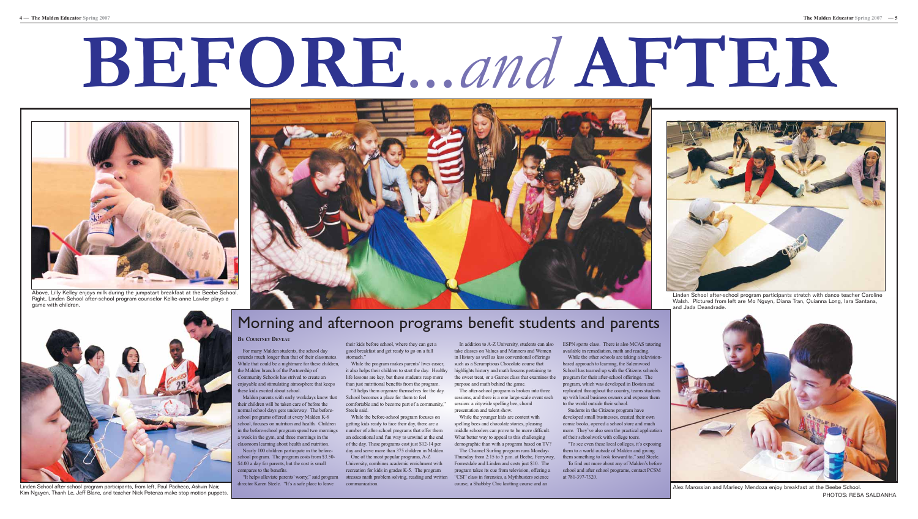# BEFORE...*and* AFTER

Above, Lilly Kelley enjoys milk during the jumpstart breakfast at the Beebe School. Right, Linden School after-school program counselor Kellie-anne Lawler plays a game with children.

Linden School after-school program participants stretch with dance teacher Caroline Walsh. Pictured from left are Mo Nguyn, Diana Tran, Quianna Long, Iara Santana, and Jada Deandrade.

Linden School after school program participants, from left, Paul Pacheco, Ashvin Nair, Kim Nguyen, Thanh Le, Jeff Blanc, and teacher Nick Potenza make stop motion puppets.

Alex Marossian and Marlecy Mendoza enjoy breakfast at the Beebe School.

PHOTOS: REBA SALDANHA

## Morning and afternoon programs benefit students and parents

**By Courtney Deveau**

For many Malden students, the school day extends much longer than that of their classmates. While that could be a nightmare for these children, the Malden branch of the Partnership of Community Schools has strived to create an enjoyable and stimulating atmosphere that keeps these kids excited about school.

Malden parents with early workdays know that their children will be taken care of before the normal school days gets underway. The before-school programs offered at every Malden K-8 school, focuses on nutrition and health. Children in the before-school program spend two mornings a week in the gym, and three mornings in the classroom learning about health and nutrition.

Nearly 100 children participate in the before-school program. The program costs from $3.50-$4.00 a day for parents, but the cost is small compares to the benefits.

"It helps alleviate parents' worry," said program director Karen Steele. "It's a safe place to leave their kids before school, where they can get a good breakfast and get ready to go on a full stomach."

While the program makes parents' lives easier, it also helps their children to start the day. Healthy life lessons are key, but these students reap more than just nutritional benefits from the program.

"It helps them organize themselves for the day. School becomes a place for them to feel comfortable and to become part of a community," Steele said.

While the before-school program focuses on getting kids ready to face their day, there are a number of after-school programs that offer them an educational and fun way to unwind at the end of the day. These programs cost just $12-14 per day and serve more than 375 children in Malden.

One of the most popular programs, A-Z University, combines academic enrichment with recreation for kids in grades K-5. The program stresses math problem solving, reading and written communication.

In addition to A-Z University, students can also take classes on Values and Manners and Women in History as well as less conventional offerings such as a Scrumptious Chocolate course that highlights history and math lessons pertaining to the sweet treat, or a Games class that examines the purpose and math behind the game.

The after-school program is broken into three sessions, and there is a one large-scale event each session: a citywide spelling bee, choral presentation and talent show.

While the younger kids are content with spelling bees and chocolate stories, pleasing middle schoolers can prove to be more difficult. What better way to appeal to this challenging demographic than with a program based on TV?

The Channel Surfing program runs Monday-Thursday from 2:15 to 5 p.m. at Beebe, Ferryway, Forrestdale and Linden and costs just $10. The program takes its cue from television, offering a "CSI" class in forensics, a Mythbusters science course, a Shabbby Chic knitting course and an ESPN sports class. There is also MCAS tutoring available in remediation, math and reading.

While the other schools are taking a television-based approach to learning, the Salemwood School has teamed up with the Citizens schools program for their after-school offerings. The program, which was developed in Boston and replicated throughout the country, teams students up with local business owners and exposes them to the world outside their school.

Students in the Citizens program have developed small businesses, created their own comic books, opened a school store and much more. They've also seen the practical application of their schoolwork with college tours.

"To see even these local colleges, it's exposing them to a world outside of Malden and giving them something to look forward to," said Steele.

To find out more about any of Malden's before school and after school programs, contact PCSM at 781-397-7320.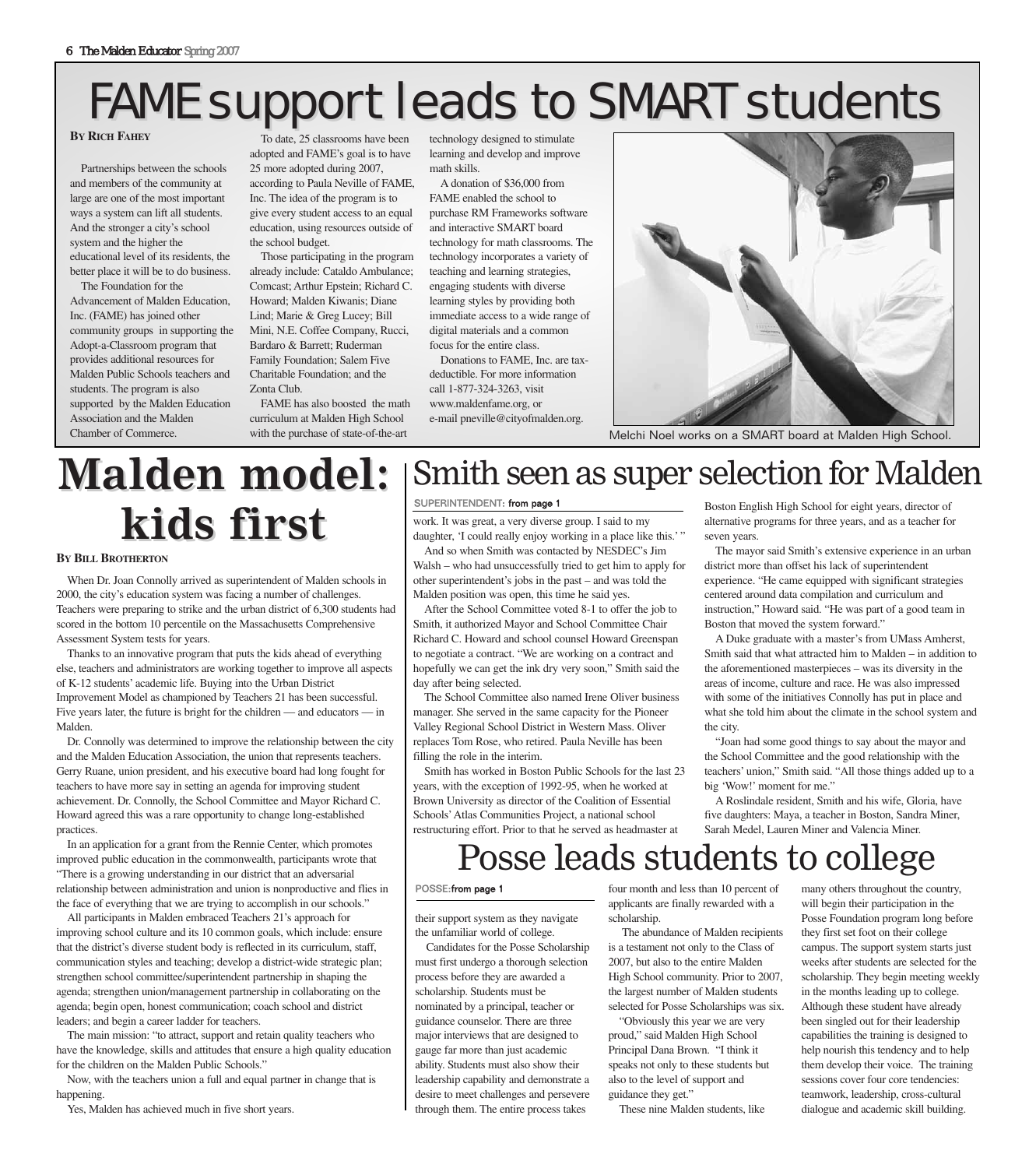# FAME support leads to SMART students

**By Rich Fahey**

Partnerships between the schools and members of the community at large are one of the most important ways a system can lift all students. And the stronger a city's school system and the higher the educational level of its residents, the better place it will be to do business.

The Foundation for the Advancement of Malden Education, Inc. (FAME) has joined other community groups in supporting the Adopt-a-Classroom program that provides additional resources for Malden Public Schools teachers and students. The program is also supported by the Malden Education Association and the Malden Chamber of Commerce.

To date, 25 classrooms have been adopted and FAME's goal is to have 25 more adopted during 2007, according to Paula Neville of FAME, Inc. The idea of the program is to give every student access to an equal education, using resources outside of the school budget.

Those participating in the program already include: Cataldo Ambulance; Comcast; Arthur Epstein; Richard C. Howard; Malden Kiwanis; Diane Lind; Marie & Greg Lucey; Bill Mini, N.E. Coffee Company, Rucci, Bardaro & Barrett; Ruderman Family Foundation; Salem Five Charitable Foundation; and the Zonta Club.

FAME has also boosted the math curriculum at Malden High School with the purchase of state-of-the-art technology designed to stimulate learning and develop and improve math skills.

A donation of $36,000 from FAME enabled the school to purchase RM Frameworks software and interactive SMART board technology for math classrooms. The technology incorporates a variety of teaching and learning strategies, engaging students with diverse learning styles by providing both immediate access to a wide range of digital materials and a common focus for the entire class.

Donations to FAME, Inc. are tax-deductible. For more information call 1-877-324-3263, visit www.maldenfame.org, or e-mail pneville@cityofmalden.org.

Melchi Noel works on a SMART board at Malden High School.

# Malden model: kids first

**By Bill Brotherton**

When Dr. Joan Connolly arrived as superintendent of Malden schools in 2000, the city's education system was facing a number of challenges. Teachers were preparing to strike and the urban district of 6,300 students had scored in the bottom 10 percentile on the Massachusetts Comprehensive Assessment System tests for years.

Thanks to an innovative program that puts the kids ahead of everything else, teachers and administrators are working together to improve all aspects of K-12 students' academic life. Buying into the Urban District Improvement Model as championed by Teachers 21 has been successful. Five years later, the future is bright for the children — and educators — in Malden.

Dr. Connolly was determined to improve the relationship between the city and the Malden Education Association, the union that represents teachers. Gerry Ruane, union president, and his executive board had long fought for teachers to have more say in setting an agenda for improving student achievement. Dr. Connolly, the School Committee and Mayor Richard C. Howard agreed this was a rare opportunity to change long-established practices.

In an application for a grant from the Rennie Center, which promotes improved public education in the commonwealth, participants wrote that "There is a growing understanding in our district that an adversarial relationship between administration and union is nonproductive and flies in the face of everything that we are trying to accomplish in our schools."

All participants in Malden embraced Teachers 21's approach for improving school culture and its 10 common goals, which include: ensure that the district's diverse student body is reflected in its curriculum, staff, communication styles and teaching; develop a district-wide strategic plan; strengthen school committee/superintendent partnership in shaping the agenda; strengthen union/management partnership in collaborating on the agenda; begin open, honest communication; coach school and district leaders; and begin a career ladder for teachers.

The main mission: "to attract, support and retain quality teachers who have the knowledge, skills and attitudes that ensure a high quality education for the children on the Malden Public Schools."

Now, with the teachers union a full and equal partner in change that is happening.

Yes, Malden has achieved much in five short years.

# Smith seen as super selection for Malden

SUPERINTENDENT: **from page 1**

work. It was great, a very diverse group. I said to my daughter, 'I could really enjoy working in a place like this.' "

And so when Smith was contacted by NESDEC's Jim Walsh – who had unsuccessfully tried to get him to apply for other superintendent's jobs in the past – and was told the Malden position was open, this time he said yes.

After the School Committee voted 8-1 to offer the job to Smith, it authorized Mayor and School Committee Chair Richard C. Howard and school counsel Howard Greenspan to negotiate a contract. "We are working on a contract and hopefully we can get the ink dry very soon," Smith said the day after being selected.

The School Committee also named Irene Oliver business manager. She served in the same capacity for the Pioneer Valley Regional School District in Western Mass. Oliver replaces Tom Rose, who retired. Paula Neville has been filling the role in the interim.

Smith has worked in Boston Public Schools for the last 23 years, with the exception of 1992-95, when he worked at Brown University as director of the Coalition of Essential Schools' Atlas Communities Project, a national school restructuring effort. Prior to that he served as headmaster at Boston English High School for eight years, director of alternative programs for three years, and as a teacher for seven years.

The mayor said Smith's extensive experience in an urban district more than offset his lack of superintendent experience. "He came equipped with significant strategies centered around data compilation and curriculum and instruction," Howard said. "He was part of a good team in Boston that moved the system forward."

A Duke graduate with a master's from UMass Amherst, Smith said that what attracted him to Malden – in addition to the aforementioned masterpieces – was its diversity in the areas of income, culture and race. He was also impressed with some of the initiatives Connolly has put in place and what she told him about the climate in the school system and the city.

"Joan had some good things to say about the mayor and the School Committee and the good relationship with the teachers' union," Smith said. "All those things added up to a big 'Wow!' moment for me."

A Roslindale resident, Smith and his wife, Gloria, have five daughters: Maya, a teacher in Boston, Sandra Miner, Sarah Medel, Lauren Miner and Valencia Miner.

# Posse leads students to college

POSSE: **from page 1**

their support system as they navigate the unfamiliar world of college.

Candidates for the Posse Scholarship must first undergo a thorough selection process before they are awarded a scholarship. Students must be nominated by a principal, teacher or guidance counselor. There are three major interviews that are designed to gauge far more than just academic ability. Students must also show their leadership capability and demonstrate a desire to meet challenges and persevere through them. The entire process takes four month and less than 10 percent of applicants are finally rewarded with a scholarship.

The abundance of Malden recipients is a testament not only to the Class of 2007, but also to the entire Malden High School community. Prior to 2007, the largest number of Malden students selected for Posse Scholarships was six.

"Obviously this year we are very proud," said Malden High School Principal Dana Brown. "I think it speaks not only to these students but also to the level of support and guidance they get."

These nine Malden students, like many others throughout the country, will begin their participation in the Posse Foundation program long before they first set foot on their college campus. The support system starts just weeks after students are selected for the scholarship. They begin meeting weekly in the months leading up to college. Although these student have already been singled out for their leadership capabilities the training is designed to help nourish this tendency and to help them develop their voice. The training sessions cover four core tendencies: teamwork, leadership, cross-cultural dialogue and academic skill building.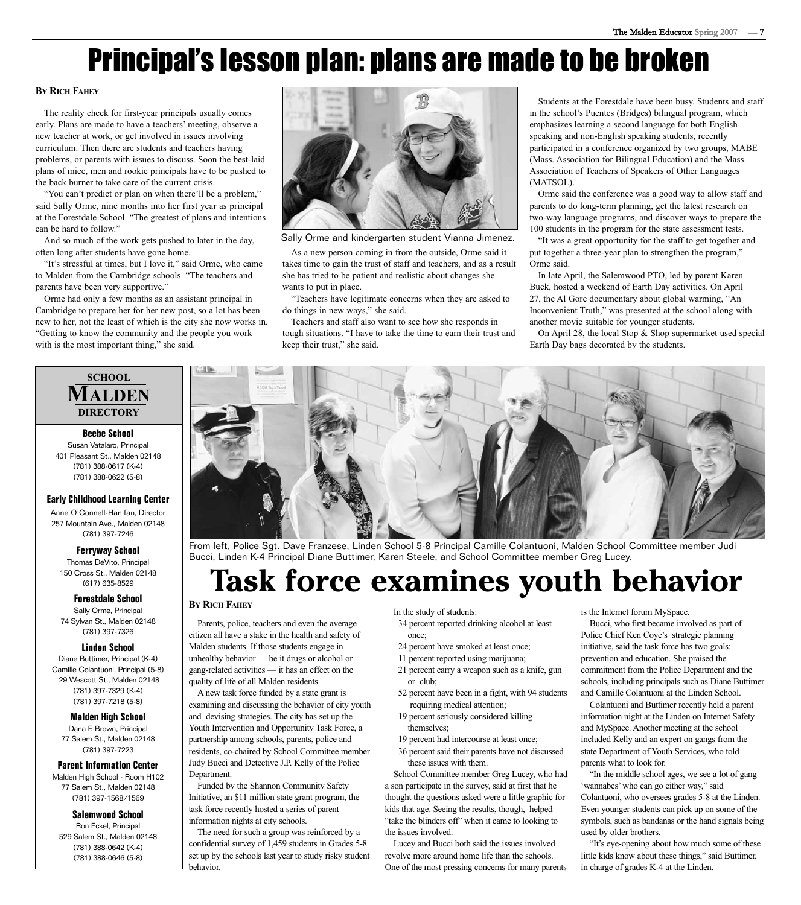# Principal's lesson plan: plans are made to be broken

**By Rich Fahey**

The reality check for first-year principals usually comes early. Plans are made to have a teachers' meeting, observe a new teacher at work, or get involved in issues involving curriculum. Then there are students and teachers having problems, or parents with issues to discuss. Soon the best-laid plans of mice, men and rookie principals have to be pushed to the back burner to take care of the current crisis.

"You can't predict or plan on when there'll be a problem," said Sally Orme, nine months into her first year as principal at the Forestdale School. "The greatest of plans and intentions can be hard to follow."

And so much of the work gets pushed to later in the day, often long after students have gone home.

"It's stressful at times, but I love it," said Orme, who came to Malden from the Cambridge schools. "The teachers and parents have been very supportive."

Orme had only a few months as an assistant principal in Cambridge to prepare her for her new post, so a lot has been new to her, not the least of which is the city she now works in. "Getting to know the community and the people you work with is the most important thing," she said.

Sally Orme and kindergarten student Vianna Jimenez.

As a new person coming in from the outside, Orme said it takes time to gain the trust of staff and teachers, and as a result she has tried to be patient and realistic about changes she wants to put in place.

"Teachers have legitimate concerns when they are asked to do things in new ways," she said.

Teachers and staff also want to see how she responds in tough situations. "I have to take the time to earn their trust and keep their trust," she said.

Students at the Forestdale have been busy. Students and staff in the school's Puentes (Bridges) bilingual program, which emphasizes learning a second language for both English speaking and non-English speaking students, recently participated in a conference organized by two groups, MABE (Mass. Association for Bilingual Education) and the Mass. Association of Teachers of Speakers of Other Languages (MATSOL).

Orme said the conference was a good way to allow staff and parents to do long-term planning, get the latest research on two-way language programs, and discover ways to prepare the 100 students in the program for the state assessment tests.

"It was a great opportunity for the staff to get together and put together a three-year plan to strengthen the program," Orme said.

In late April, the Salemwood PTO, led by parent Karen Buck, hosted a weekend of Earth Day activities. On April 27, the Al Gore documentary about global warming, "An Inconvenient Truth," was presented at the school along with another movie suitable for younger students.

On April 28, the local Stop & Shop supermarket used special Earth Day bags decorated by the students.

## School Malden Directory

**Beebe School**
Susan Vatalaro, Principal
401 Pleasant St., Malden 02148
(781) 388-0617 (K-4)
(781) 388-0622 (5-8)

**Early Childhood Learning Center**
Anne O'Connell-Hanifan, Director
257 Mountain Ave., Malden 02148
(781) 397-7246

**Ferryway School**
Thomas DeVito, Principal
150 Cross St., Malden 02148
(617) 635-8529

**Forestdale School**
Sally Orme, Principal
74 Sylvan St., Malden 02148
(781) 397-7326

**Linden School**
Diane Buttimer, Principal (K-4)
Camille Colantuoni, Principal (5-8)
29 Wescott St., Malden 02148
(781) 397-7329 (K-4)
(781) 397-7218 (5-8)

**Malden High School**
Dana F. Brown, Principal
77 Salem St., Malden 02148
(781) 397-7223

**Parent Information Center**
Malden High School - Room H102
77 Salem St., Malden 02148
(781) 397-1568/1569

**Salemwood School**
Ron Eckel, Principal
529 Salem St., Malden 02148
(781) 388-0642 (K-4)
(781) 388-0646 (5-8)

From left, Police Sgt. Dave Franzese, Linden School 5-8 Principal Camille Colantuoni, Malden School Committee member Judi Bucci, Linden K-4 Principal Diane Buttimer, Karen Steele, and School Committee member Greg Lucey.

# Task force examines youth behavior

**By Rich Fahey**

Parents, police, teachers and even the average citizen all have a stake in the health and safety of Malden students. If those students engage in unhealthy behavior — be it drugs or alcohol or gang-related activities — it has an effect on the quality of life of all Malden residents.

A new task force funded by a state grant is examining and discussing the behavior of city youth and devising strategies. The city has set up the Youth Intervention and Opportunity Task Force, a partnership among schools, parents, police and residents, co-chaired by School Committee member Judy Bucci and Detective J.P. Kelly of the Police Department.

Funded by the Shannon Community Safety Initiative, an $11 million state grant program, the task force recently hosted a series of parent information nights at city schools.

The need for such a group was reinforced by a confidential survey of 1,459 students in Grades 5-8 set up by the schools last year to study risky student behavior.

In the study of students:

- 34 percent reported drinking alcohol at least once;
- 24 percent have smoked at least once;
- 11 percent reported using marijuana;
- 21 percent carry a weapon such as a knife, gun or club;
- 52 percent have been in a fight, with 94 students requiring medical attention;
- 19 percent seriously considered killing themselves;
- 19 percent had intercourse at least once;
- 36 percent said their parents have not discussed these issues with them.

School Committee member Greg Lucey, who had a son participate in the survey, said at first that he thought the questions asked were a little graphic for kids that age. Seeing the results, though, helped "take the blinders off" when it came to looking to the issues involved.

Lucey and Bucci both said the issues involved revolve more around home life than the schools. One of the most pressing concerns for many parents is the Internet forum MySpace.

Bucci, who first became involved as part of Police Chief Ken Coye's strategic planning initiative, said the task force has two goals: prevention and education. She praised the commitment from the Police Department and the schools, including principals such as Diane Buttimer and Camille Colantuoni at the Linden School.

Colantuoni and Buttimer recently held a parent information night at the Linden on Internet Safety and MySpace. Another meeting at the school included Kelly and an expert on gangs from the state Department of Youth Services, who told parents what to look for.

"In the middle school ages, we see a lot of gang 'wannabes' who can go either way," said Colantuoni, who oversees grades 5-8 at the Linden. Even younger students can pick up on some of the symbols, such as bandanas or the hand signals being used by older brothers.

"It's eye-opening about how much some of these little kids know about these things," said Buttimer, in charge of grades K-4 at the Linden.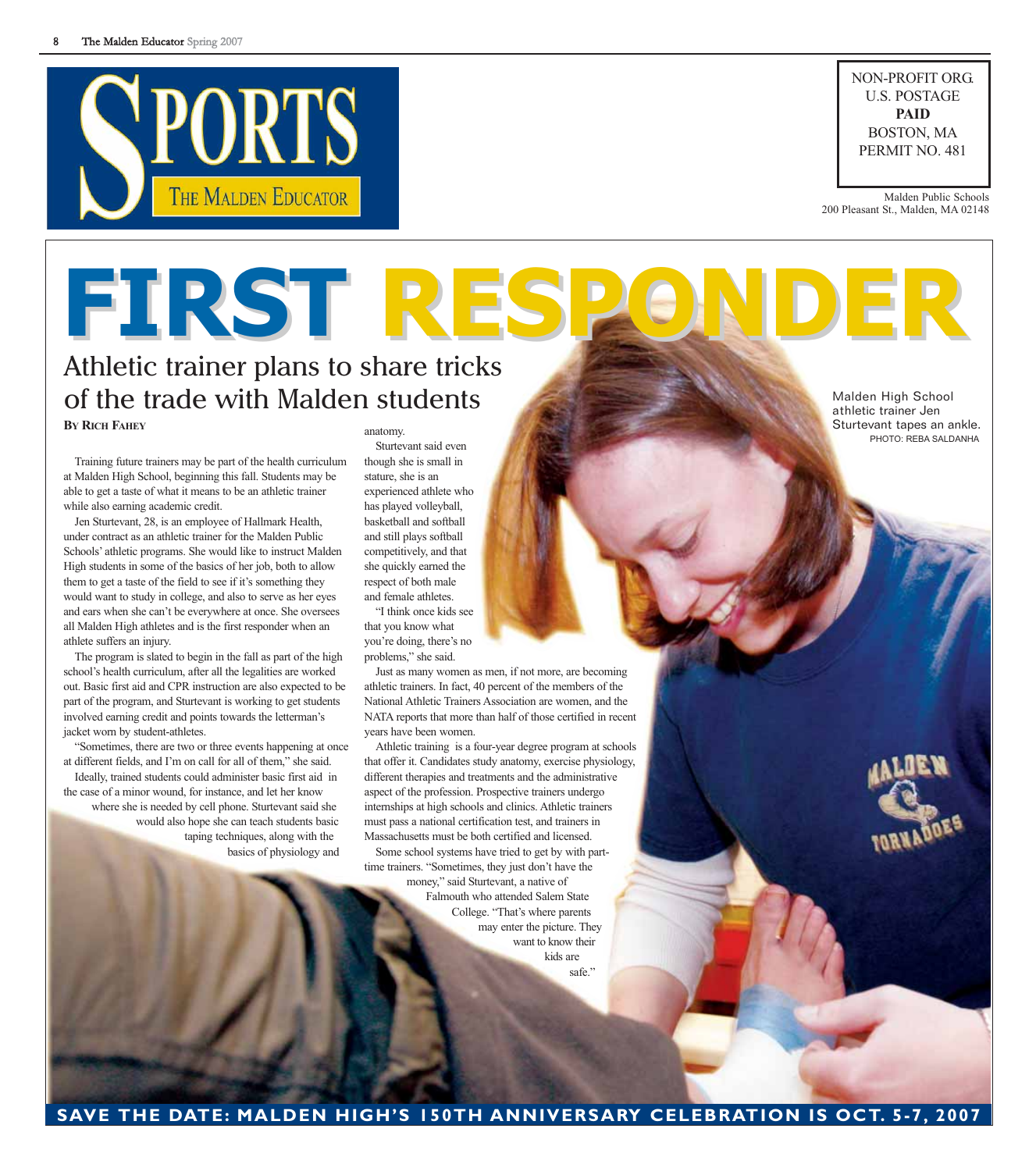# SPORTS

THE MALDEN EDUCATOR

NON-PROFIT ORG.
U.S. POSTAGE
**PAID**
BOSTON, MA
PERMIT NO. 481

Malden Public Schools
200 Pleasant St., Malden, MA 02148

# FIRST RESPONDER

## Athletic trainer plans to share tricks of the trade with Malden students

**BY RICH FAHEY**

Training future trainers may be part of the health curriculum at Malden High School, beginning this fall. Students may be able to get a taste of what it means to be an athletic trainer while also earning academic credit.

Jen Sturtevant, 28, is an employee of Hallmark Health, under contract as an athletic trainer for the Malden Public Schools' athletic programs. She would like to instruct Malden High students in some of the basics of her job, both to allow them to get a taste of the field to see if it's something they would want to study in college, and also to serve as her eyes and ears when she can't be everywhere at once. She oversees all Malden High athletes and is the first responder when an athlete suffers an injury.

The program is slated to begin in the fall as part of the high school's health curriculum, after all the legalities are worked out. Basic first aid and CPR instruction are also expected to be part of the program, and Sturtevant is working to get students involved earning credit and points towards the letterman's jacket worn by student-athletes.

"Sometimes, there are two or three events happening at once at different fields, and I'm on call for all of them," she said.

Ideally, trained students could administer basic first aid in the case of a minor wound, for instance, and let her know where she is needed by cell phone. Sturtevant said she would also hope she can teach students basic taping techniques, along with the basics of physiology and anatomy.

Sturtevant said even though she is small in stature, she is an experienced athlete who has played volleyball, basketball and softball and still plays softball competitively, and that she quickly earned the respect of both male and female athletes.

"I think once kids see that you know what you're doing, there's no problems," she said.

Just as many women as men, if not more, are becoming athletic trainers. In fact, 40 percent of the members of the National Athletic Trainers Association are women, and the NATA reports that more than half of those certified in recent years have been women.

Athletic training is a four-year degree program at schools that offer it. Candidates study anatomy, exercise physiology, different therapies and treatments and the administrative aspect of the profession. Prospective trainers undergo internships at high schools and clinics. Athletic trainers must pass a national certification test, and trainers in Massachusetts must be both certified and licensed.

Some school systems have tried to get by with part-time trainers. "Sometimes, they just don't have the money," said Sturtevant, a native of Falmouth who attended Salem State College. "That's where parents may enter the picture. They want to know their kids are safe."

Malden High School athletic trainer Jen Sturtevant tapes an ankle.
PHOTO: REBA SALDANHA

**SAVE THE DATE: MALDEN HIGH'S 150TH ANNIVERSARY CELEBRATION IS OCT. 5-7, 2007**